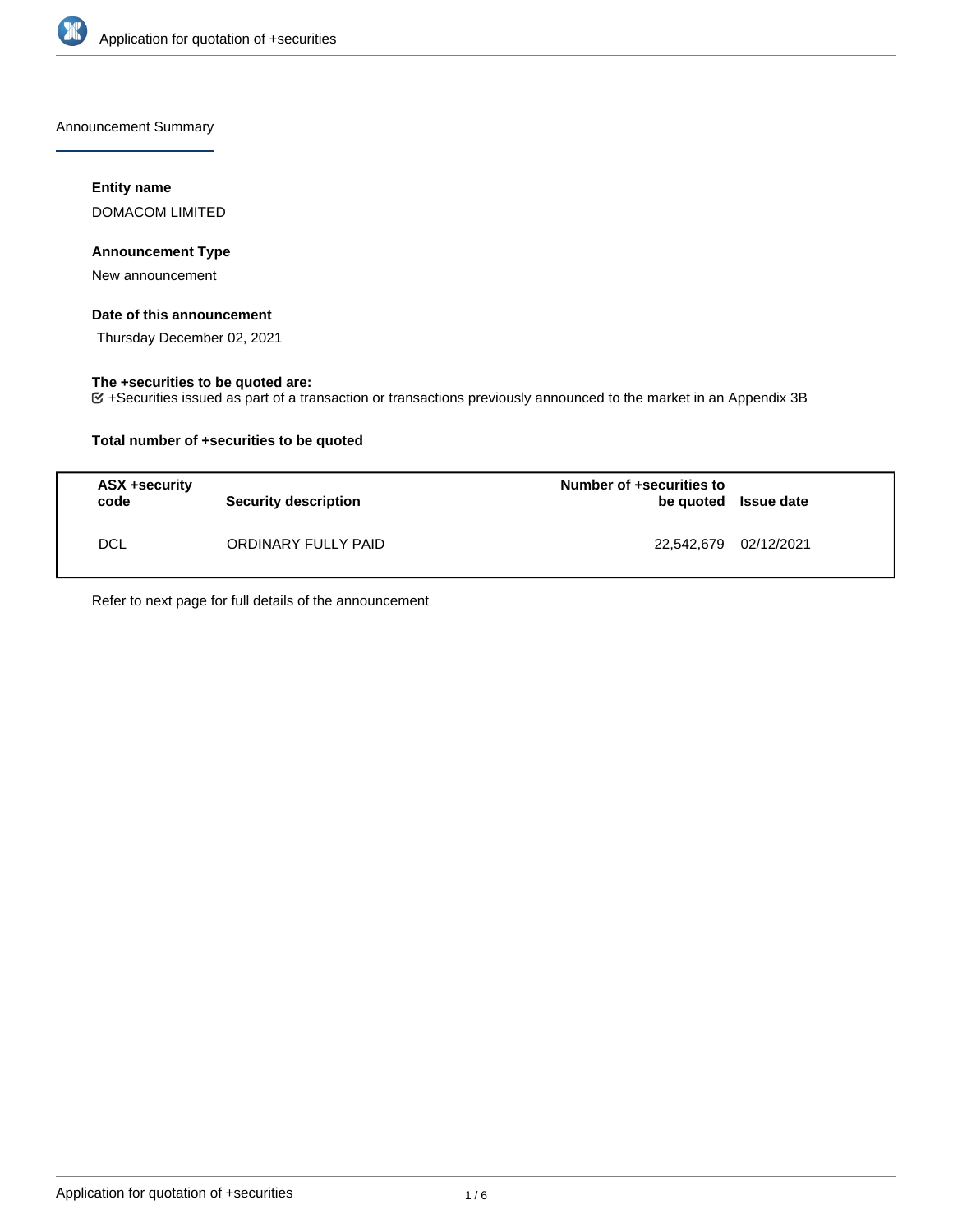# Application for quotation of +securities

## Announcement Summary

### Entity name

DOMACOM LIMITED

### Announcement Type

New announcement

### Date of this announcement

Thursday December 02, 2021

### The +securities to be quoted are:

+Securities issued as part of a transaction or transactions previously announced to the market in an Appendix 3B

### Total number of +securities to be quoted

| ASX +security code | Security description | Number of +securities to be quoted | Issue date |
| --- | --- | --- | --- |
| DCL | ORDINARY FULLY PAID | 22,542,679 | 02/12/2021 |

Refer to next page for full details of the announcement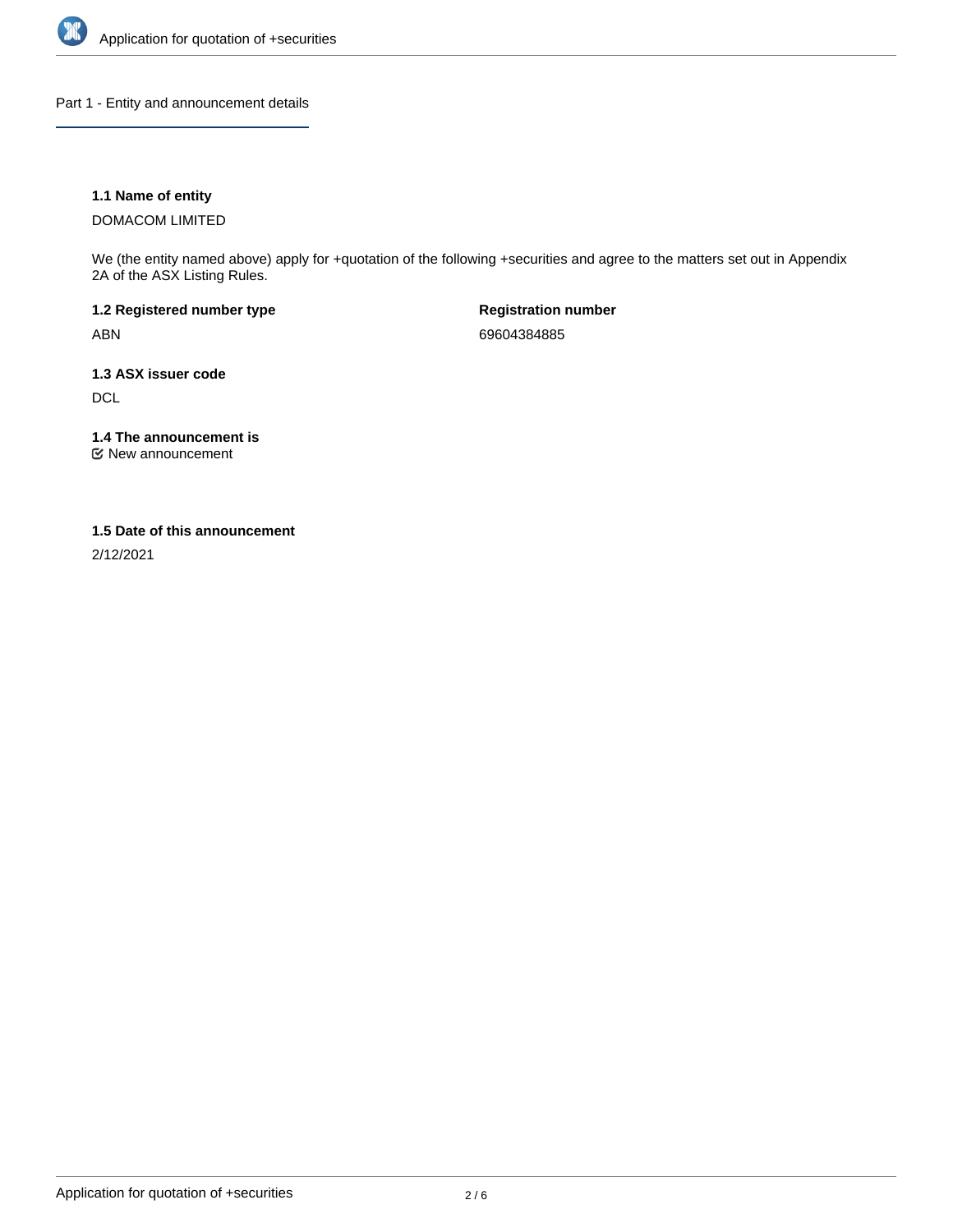## Part 1 - Entity and announcement details

### 1.1 Name of entity

DOMACOM LIMITED

We (the entity named above) apply for +quotation of the following +securities and agree to the matters set out in Appendix 2A of the ASX Listing Rules.

**1.2 Registered number type**

ABN

**Registration number**

69604384885

### 1.3 ASX issuer code

DCL

### 1.4 The announcement is

☑ New announcement

### 1.5 Date of this announcement

2/12/2021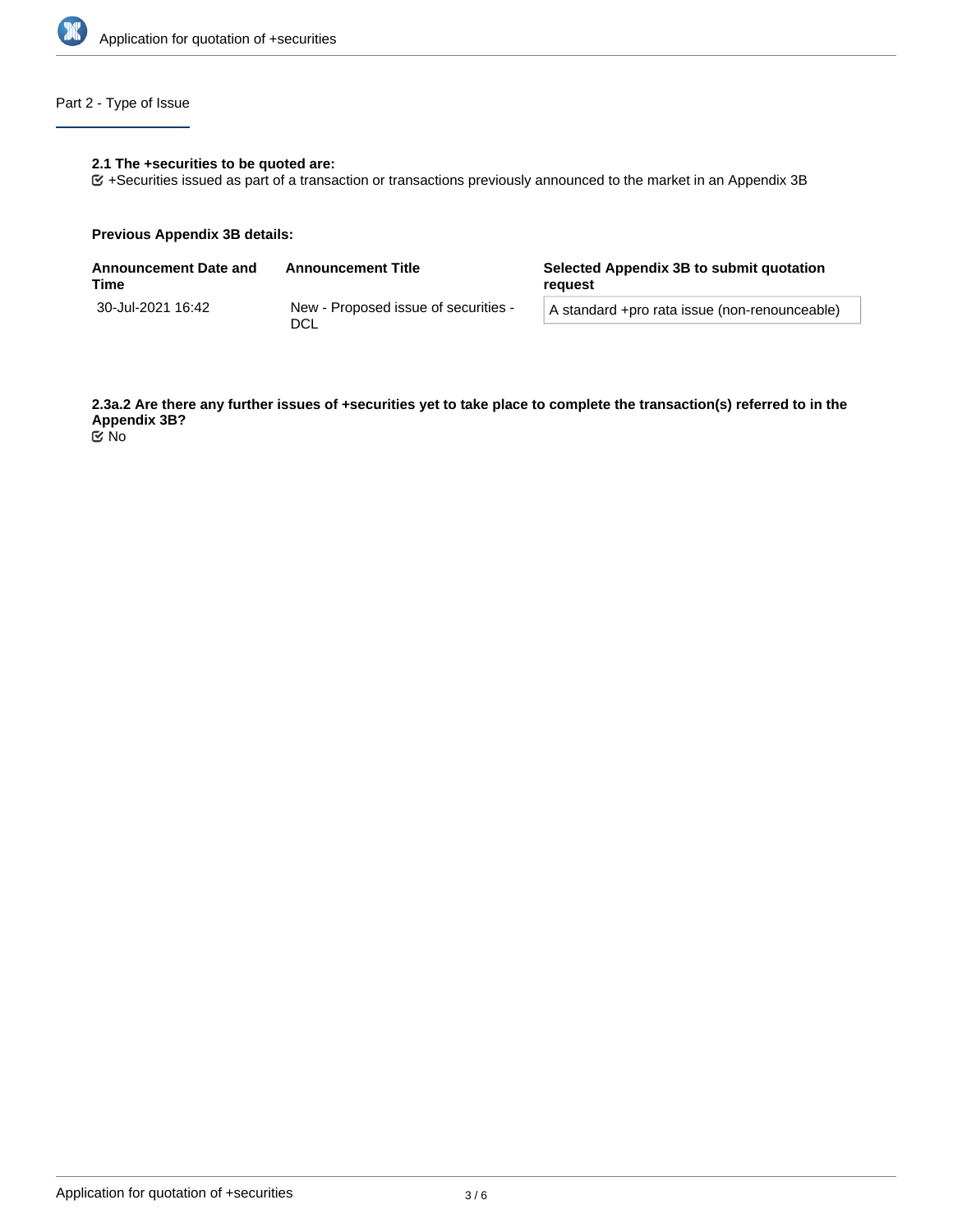## Part 2 - Type of Issue

**2.1 The +securities to be quoted are:**

+Securities issued as part of a transaction or transactions previously announced to the market in an Appendix 3B

**Previous Appendix 3B details:**

| Announcement Date and Time | Announcement Title | Selected Appendix 3B to submit quotation request |
| --- | --- | --- |
| 30-Jul-2021 16:42 | New - Proposed issue of securities - DCL | A standard +pro rata issue (non-renounceable) |

**2.3a.2 Are there any further issues of +securities yet to take place to complete the transaction(s) referred to in the Appendix 3B?**

No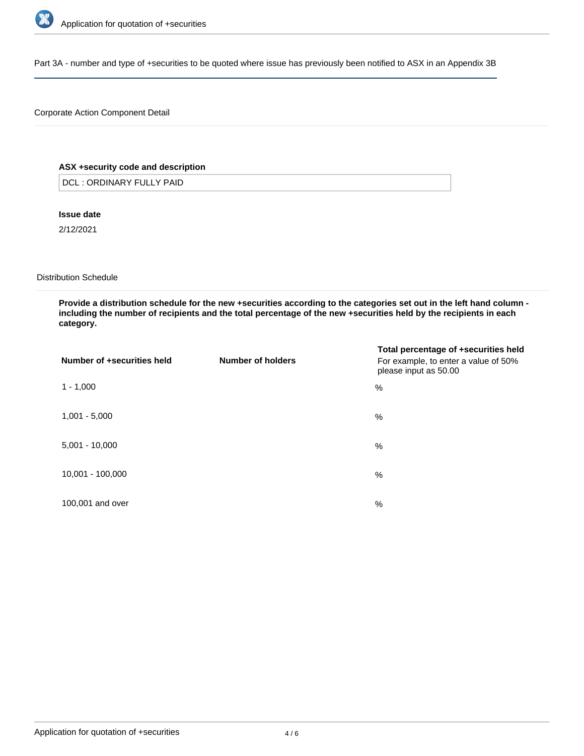Part 3A - number and type of +securities to be quoted where issue has previously been notified to ASX in an Appendix 3B

Corporate Action Component Detail

**ASX +security code and description**

DCL : ORDINARY FULLY PAID

**Issue date**

2/12/2021

Distribution Schedule

**Provide a distribution schedule for the new +securities according to the categories set out in the left hand column - including the number of recipients and the total percentage of the new +securities held by the recipients in each category.**

| Number of +securities held | Number of holders | Total percentage of +securities held For example, to enter a value of 50% please input as 50.00 |
|---|---|---|
| 1 - 1,000 | | % |
| 1,001 - 5,000 | | % |
| 5,001 - 10,000 | | % |
| 10,001 - 100,000 | | % |
| 100,001 and over | | % |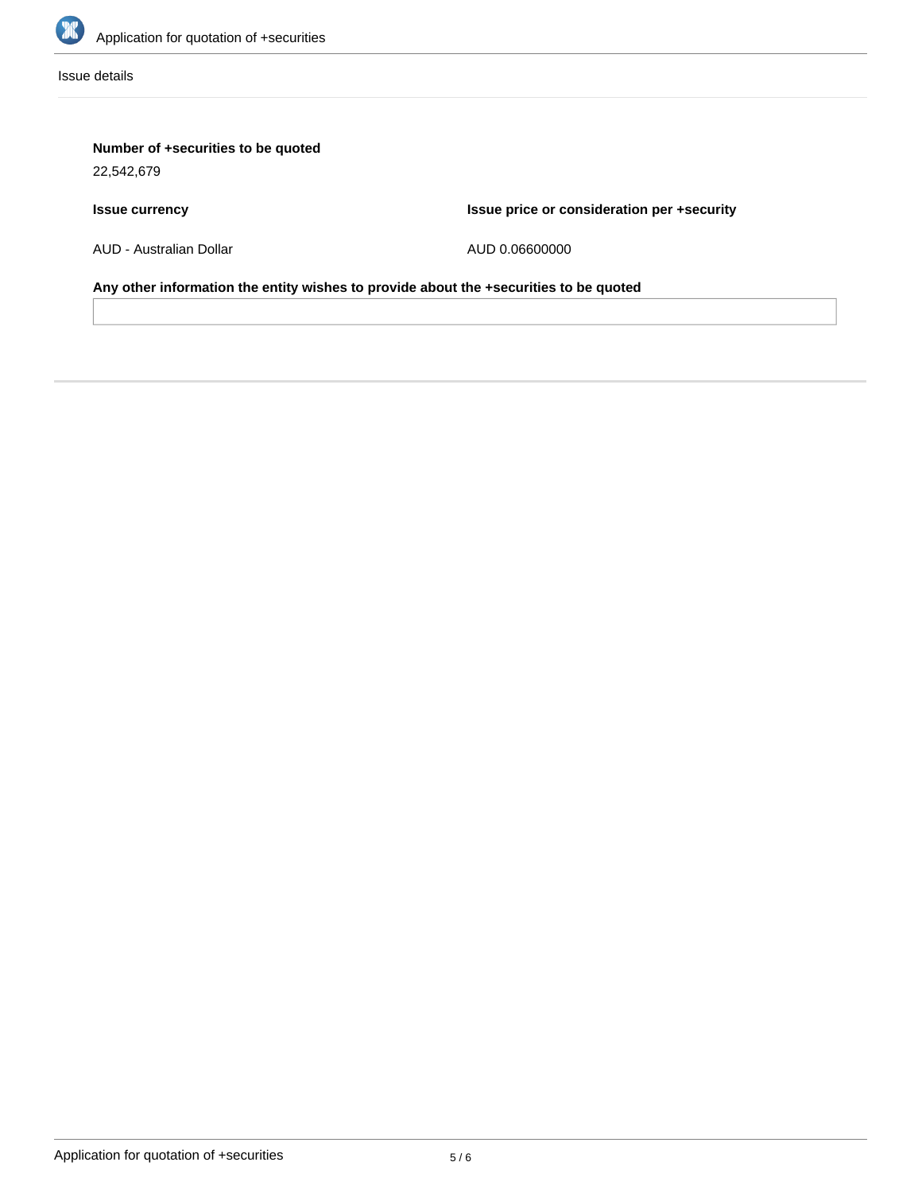Issue details

**Number of +securities to be quoted**

22,542,679

| **Issue currency** | **Issue price or consideration per +security** |
| --- | --- |
| AUD - Australian Dollar | AUD 0.06600000 |

**Any other information the entity wishes to provide about the +securities to be quoted**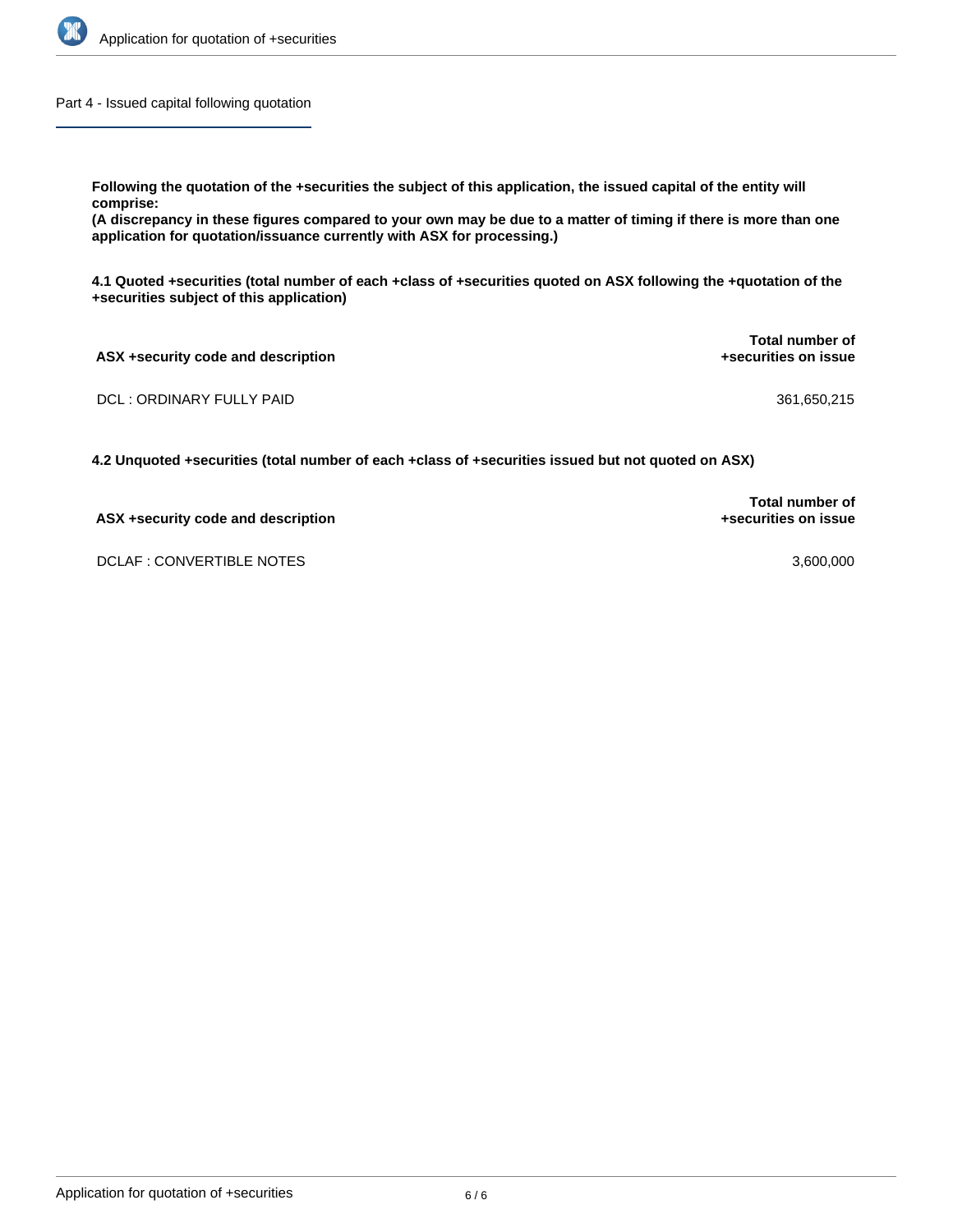## Part 4 - Issued capital following quotation

**Following the quotation of the +securities the subject of this application, the issued capital of the entity will comprise:**
**(A discrepancy in these figures compared to your own may be due to a matter of timing if there is more than one application for quotation/issuance currently with ASX for processing.)**

**4.1 Quoted +securities (total number of each +class of +securities quoted on ASX following the +quotation of the +securities subject of this application)**

| ASX +security code and description | Total number of +securities on issue |
|---|---|
| DCL : ORDINARY FULLY PAID | 361,650,215 |

**4.2 Unquoted +securities (total number of each +class of +securities issued but not quoted on ASX)**

| ASX +security code and description | Total number of +securities on issue |
|---|---|
| DCLAF : CONVERTIBLE NOTES | 3,600,000 |